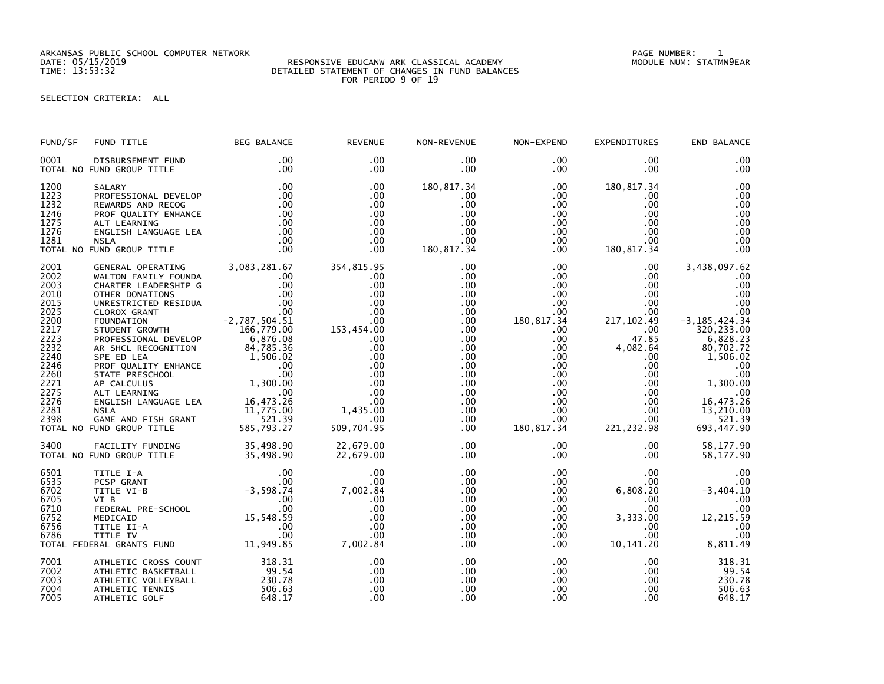ARKANSAS PUBLIC SCHOOL COMPUTER NETWORK
DATE: 05/15/2019
TIME: 13:53:32

RESPONSIVE EDUCANW ARK CLASSICAL ACADEMY
DETAILED STATEMENT OF CHANGES IN FUND BALANCES
FOR PERIOD 9 OF 19

PAGE NUMBER: 1
MODULE NUM: STATMN9EAR

SELECTION CRITERIA: ALL

| FUND/SF | FUND TITLE | BEG BALANCE | REVENUE | NON-REVENUE | NON-EXPEND | EXPENDITURES | END BALANCE |
|---|---|---|---|---|---|---|---|
| 0001 | DISBURSEMENT FUND | .00 | .00 | .00 | .00 | .00 | .00 |
| TOTAL NO FUND GROUP TITLE | | .00 | .00 | .00 | .00 | .00 | .00 |
| 1200 | SALARY | .00 | .00 | 180,817.34 | .00 | 180,817.34 | .00 |
| 1223 | PROFESSIONAL DEVELOP | .00 | .00 | .00 | .00 | .00 | .00 |
| 1232 | REWARDS AND RECOG | .00 | .00 | .00 | .00 | .00 | .00 |
| 1246 | PROF QUALITY ENHANCE | .00 | .00 | .00 | .00 | .00 | .00 |
| 1275 | ALT LEARNING | .00 | .00 | .00 | .00 | .00 | .00 |
| 1276 | ENGLISH LANGUAGE LEA | .00 | .00 | .00 | .00 | .00 | .00 |
| 1281 | NSLA | .00 | .00 | .00 | .00 | .00 | .00 |
| TOTAL NO FUND GROUP TITLE | | .00 | .00 | 180,817.34 | .00 | 180,817.34 | .00 |
| 2001 | GENERAL OPERATING | 3,083,281.67 | 354,815.95 | .00 | .00 | .00 | 3,438,097.62 |
| 2002 | WALTON FAMILY FOUNDA | .00 | .00 | .00 | .00 | .00 | .00 |
| 2003 | CHARTER LEADERSHIP G | .00 | .00 | .00 | .00 | .00 | .00 |
| 2010 | OTHER DONATIONS | .00 | .00 | .00 | .00 | .00 | .00 |
| 2015 | UNRESTRICTED RESIDUA | .00 | .00 | .00 | .00 | .00 | .00 |
| 2025 | CLOROX GRANT | .00 | .00 | .00 | .00 | .00 | .00 |
| 2200 | FOUNDATION | -2,787,504.51 | .00 | .00 | 180,817.34 | 217,102.49 | -3,185,424.34 |
| 2217 | STUDENT GROWTH | 166,779.00 | 153,454.00 | .00 | .00 | .00 | 320,233.00 |
| 2223 | PROFESSIONAL DEVELOP | 6,876.08 | .00 | .00 | .00 | 47.85 | 6,828.23 |
| 2232 | AR SHCL RECOGNITION | 84,785.36 | .00 | .00 | .00 | 4,082.64 | 80,702.72 |
| 2240 | SPE ED LEA | 1,506.02 | .00 | .00 | .00 | .00 | 1,506.02 |
| 2246 | PROF QUALITY ENHANCE | .00 | .00 | .00 | .00 | .00 | .00 |
| 2260 | STATE PRESCHOOL | .00 | .00 | .00 | .00 | .00 | .00 |
| 2271 | AP CALCULUS | 1,300.00 | .00 | .00 | .00 | .00 | 1,300.00 |
| 2275 | ALT LEARNING | .00 | .00 | .00 | .00 | .00 | .00 |
| 2276 | ENGLISH LANGUAGE LEA | 16,473.26 | .00 | .00 | .00 | .00 | 16,473.26 |
| 2281 | NSLA | 11,775.00 | 1,435.00 | .00 | .00 | .00 | 13,210.00 |
| 2398 | GAME AND FISH GRANT | 521.39 | .00 | .00 | .00 | .00 | 521.39 |
| TOTAL NO FUND GROUP TITLE | | 585,793.27 | 509,704.95 | .00 | 180,817.34 | 221,232.98 | 693,447.90 |
| 3400 | FACILITY FUNDING | 35,498.90 | 22,679.00 | .00 | .00 | .00 | 58,177.90 |
| TOTAL NO FUND GROUP TITLE | | 35,498.90 | 22,679.00 | .00 | .00 | .00 | 58,177.90 |
| 6501 | TITLE I-A | .00 | .00 | .00 | .00 | .00 | .00 |
| 6535 | PCSP GRANT | .00 | .00 | .00 | .00 | .00 | .00 |
| 6702 | TITLE VI-B | -3,598.74 | 7,002.84 | .00 | .00 | 6,808.20 | -3,404.10 |
| 6705 | VI B | .00 | .00 | .00 | .00 | .00 | .00 |
| 6710 | FEDERAL PRE-SCHOOL | .00 | .00 | .00 | .00 | .00 | .00 |
| 6752 | MEDICAID | 15,548.59 | .00 | .00 | .00 | 3,333.00 | 12,215.59 |
| 6756 | TITLE II-A | .00 | .00 | .00 | .00 | .00 | .00 |
| 6786 | TITLE IV | .00 | .00 | .00 | .00 | .00 | .00 |
| TOTAL FEDERAL GRANTS FUND | | 11,949.85 | 7,002.84 | .00 | .00 | 10,141.20 | 8,811.49 |
| 7001 | ATHLETIC CROSS COUNT | 318.31 | .00 | .00 | .00 | .00 | 318.31 |
| 7002 | ATHLETIC BASKETBALL | 99.54 | .00 | .00 | .00 | .00 | 99.54 |
| 7003 | ATHLETIC VOLLEYBALL | 230.78 | .00 | .00 | .00 | .00 | 230.78 |
| 7004 | ATHLETIC TENNIS | 506.63 | .00 | .00 | .00 | .00 | 506.63 |
| 7005 | ATHLETIC GOLF | 648.17 | .00 | .00 | .00 | .00 | 648.17 |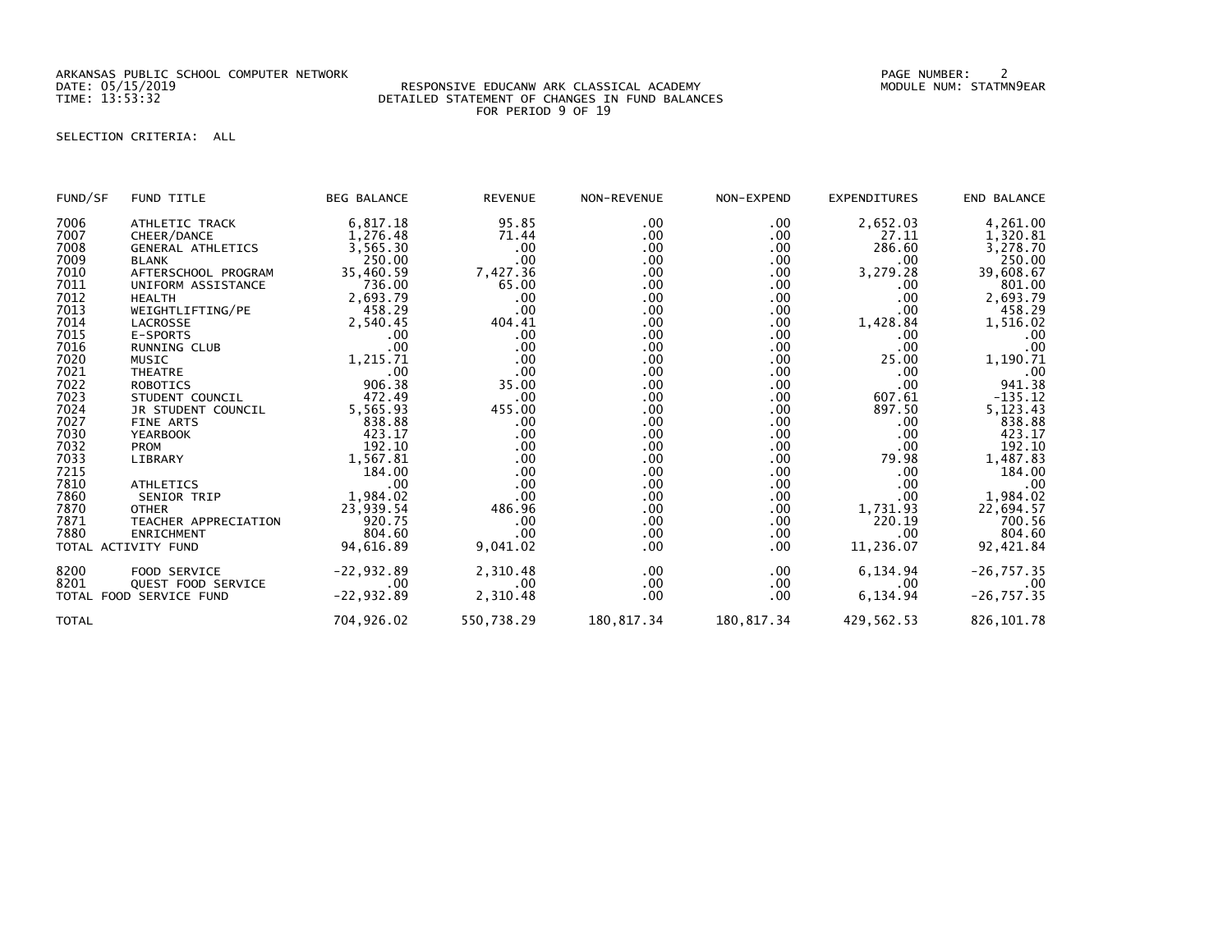ARKANSAS PUBLIC SCHOOL COMPUTER NETWORK
DATE: 05/15/2019
TIME: 13:53:32

PAGE NUMBER: 2
MODULE NUM: STATMN9EAR

RESPONSIVE EDUCANW ARK CLASSICAL ACADEMY
DETAILED STATEMENT OF CHANGES IN FUND BALANCES
FOR PERIOD 9 OF 19

SELECTION CRITERIA: ALL

| FUND/SF | FUND TITLE | BEG BALANCE | REVENUE | NON-REVENUE | NON-EXPEND | EXPENDITURES | END BALANCE |
|---|---|---|---|---|---|---|---|
| 7006 | ATHLETIC TRACK | 6,817.18 | 95.85 | .00 | .00 | 2,652.03 | 4,261.00 |
| 7007 | CHEER/DANCE | 1,276.48 | 71.44 | .00 | .00 | 27.11 | 1,320.81 |
| 7008 | GENERAL ATHLETICS | 3,565.30 | .00 | .00 | .00 | 286.60 | 3,278.70 |
| 7009 | BLANK | 250.00 | .00 | .00 | .00 | .00 | 250.00 |
| 7010 | AFTERSCHOOL PROGRAM | 35,460.59 | 7,427.36 | .00 | .00 | 3,279.28 | 39,608.67 |
| 7011 | UNIFORM ASSISTANCE | 736.00 | 65.00 | .00 | .00 | .00 | 801.00 |
| 7012 | HEALTH | 2,693.79 | .00 | .00 | .00 | .00 | 2,693.79 |
| 7013 | WEIGHTLIFTING/PE | 458.29 | .00 | .00 | .00 | .00 | 458.29 |
| 7014 | LACROSSE | 2,540.45 | 404.41 | .00 | .00 | 1,428.84 | 1,516.02 |
| 7015 | E-SPORTS | .00 | .00 | .00 | .00 | .00 | .00 |
| 7016 | RUNNING CLUB | .00 | .00 | .00 | .00 | .00 | .00 |
| 7020 | MUSIC | 1,215.71 | .00 | .00 | .00 | 25.00 | 1,190.71 |
| 7021 | THEATRE | .00 | .00 | .00 | .00 | .00 | .00 |
| 7022 | ROBOTICS | 906.38 | 35.00 | .00 | .00 | .00 | 941.38 |
| 7023 | STUDENT COUNCIL | 472.49 | .00 | .00 | .00 | 607.61 | -135.12 |
| 7024 | JR STUDENT COUNCIL | 5,565.93 | 455.00 | .00 | .00 | 897.50 | 5,123.43 |
| 7027 | FINE ARTS | 838.88 | .00 | .00 | .00 | .00 | 838.88 |
| 7030 | YEARBOOK | 423.17 | .00 | .00 | .00 | .00 | 423.17 |
| 7032 | PROM | 192.10 | .00 | .00 | .00 | .00 | 192.10 |
| 7033 | LIBRARY | 1,567.81 | .00 | .00 | .00 | 79.98 | 1,487.83 |
| 7215 | | 184.00 | .00 | .00 | .00 | .00 | 184.00 |
| 7810 | ATHLETICS | .00 | .00 | .00 | .00 | .00 | .00 |
| 7860 | SENIOR TRIP | 1,984.02 | .00 | .00 | .00 | .00 | 1,984.02 |
| 7870 | OTHER | 23,939.54 | 486.96 | .00 | .00 | 1,731.93 | 22,694.57 |
| 7871 | TEACHER APPRECIATION | 920.75 | .00 | .00 | .00 | 220.19 | 700.56 |
| 7880 | ENRICHMENT | 804.60 | .00 | .00 | .00 | .00 | 804.60 |
| TOTAL ACTIVITY FUND | | 94,616.89 | 9,041.02 | .00 | .00 | 11,236.07 | 92,421.84 |
| 8200 | FOOD SERVICE | -22,932.89 | 2,310.48 | .00 | .00 | 6,134.94 | -26,757.35 |
| 8201 | QUEST FOOD SERVICE | .00 | .00 | .00 | .00 | .00 | .00 |
| TOTAL FOOD SERVICE FUND | | -22,932.89 | 2,310.48 | .00 | .00 | 6,134.94 | -26,757.35 |
| TOTAL | | 704,926.02 | 550,738.29 | 180,817.34 | 180,817.34 | 429,562.53 | 826,101.78 |